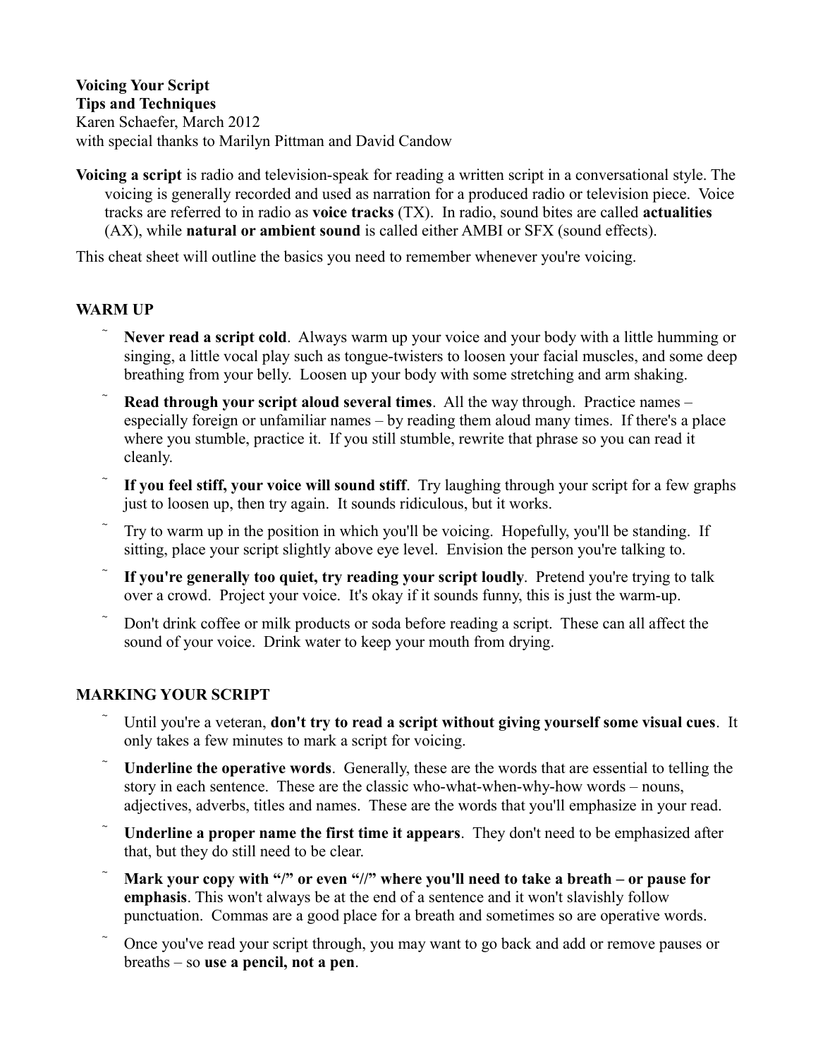**Voicing Your Script**
**Tips and Techniques**
Karen Schaefer, March 2012
with special thanks to Marilyn Pittman and David Candow

**Voicing a script** is radio and television-speak for reading a written script in a conversational style. The voicing is generally recorded and used as narration for a produced radio or television piece. Voice tracks are referred to in radio as **voice tracks** (TX). In radio, sound bites are called **actualities** (AX), while **natural or ambient sound** is called either AMBI or SFX (sound effects).

This cheat sheet will outline the basics you need to remember whenever you're voicing.

## WARM UP

- **Never read a script cold**. Always warm up your voice and your body with a little humming or singing, a little vocal play such as tongue-twisters to loosen your facial muscles, and some deep breathing from your belly. Loosen up your body with some stretching and arm shaking.
- **Read through your script aloud several times**. All the way through. Practice names – especially foreign or unfamiliar names – by reading them aloud many times. If there's a place where you stumble, practice it. If you still stumble, rewrite that phrase so you can read it cleanly.
- **If you feel stiff, your voice will sound stiff**. Try laughing through your script for a few graphs just to loosen up, then try again. It sounds ridiculous, but it works.
- Try to warm up in the position in which you'll be voicing. Hopefully, you'll be standing. If sitting, place your script slightly above eye level. Envision the person you're talking to.
- **If you're generally too quiet, try reading your script loudly**. Pretend you're trying to talk over a crowd. Project your voice. It's okay if it sounds funny, this is just the warm-up.
- Don't drink coffee or milk products or soda before reading a script. These can all affect the sound of your voice. Drink water to keep your mouth from drying.

## MARKING YOUR SCRIPT

- Until you're a veteran, **don't try to read a script without giving yourself some visual cues**. It only takes a few minutes to mark a script for voicing.
- **Underline the operative words**. Generally, these are the words that are essential to telling the story in each sentence. These are the classic who-what-when-why-how words – nouns, adjectives, adverbs, titles and names. These are the words that you'll emphasize in your read.
- **Underline a proper name the first time it appears**. They don't need to be emphasized after that, but they do still need to be clear.
- **Mark your copy with "/" or even "//" where you'll need to take a breath – or pause for emphasis**. This won't always be at the end of a sentence and it won't slavishly follow punctuation. Commas are a good place for a breath and sometimes so are operative words.
- Once you've read your script through, you may want to go back and add or remove pauses or breaths – so **use a pencil, not a pen**.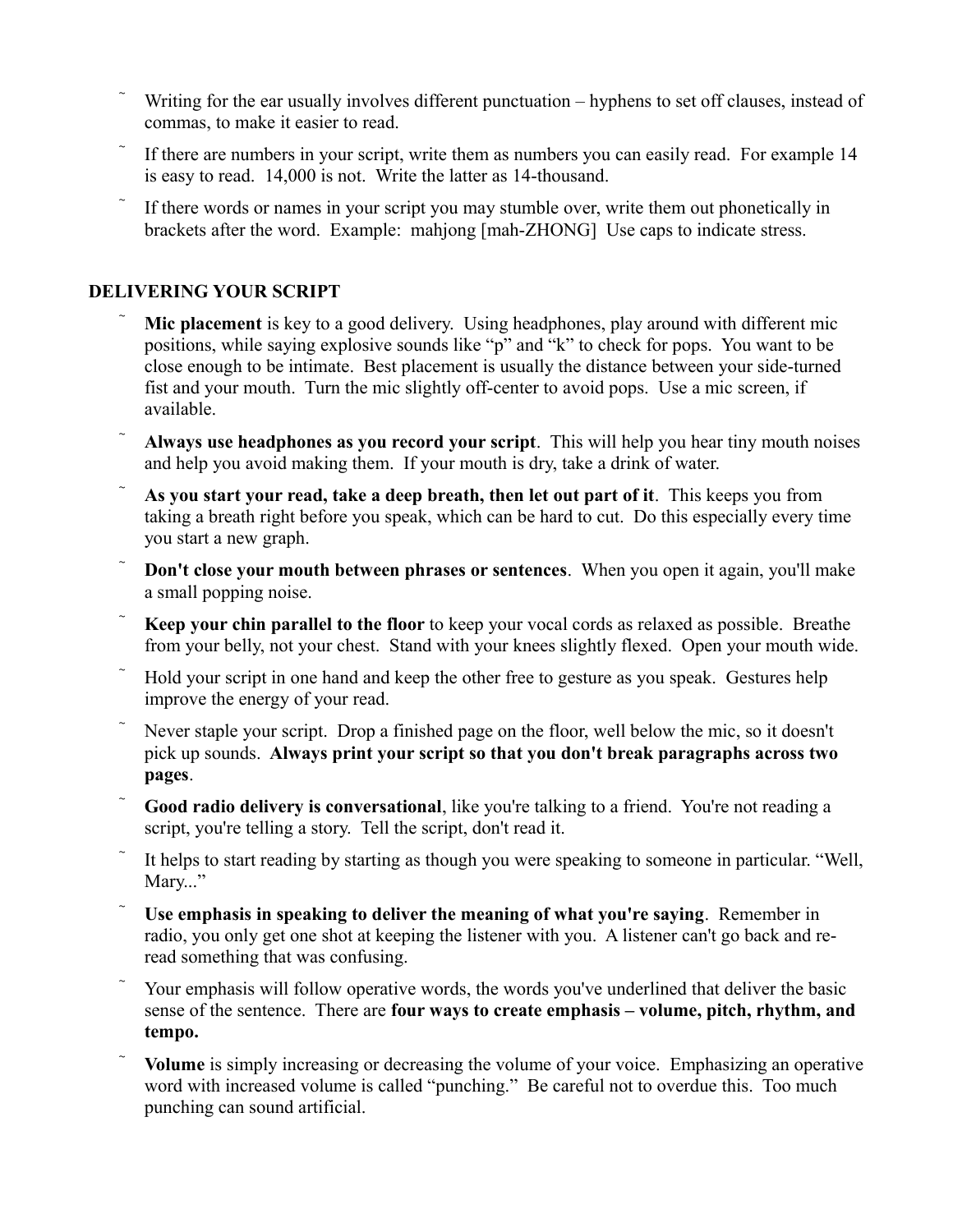- Writing for the ear usually involves different punctuation – hyphens to set off clauses, instead of commas, to make it easier to read.
- If there are numbers in your script, write them as numbers you can easily read. For example 14 is easy to read. 14,000 is not. Write the latter as 14-thousand.
- If there words or names in your script you may stumble over, write them out phonetically in brackets after the word. Example: mahjong [mah-ZHONG] Use caps to indicate stress.

## DELIVERING YOUR SCRIPT

- **Mic placement** is key to a good delivery. Using headphones, play around with different mic positions, while saying explosive sounds like "p" and "k" to check for pops. You want to be close enough to be intimate. Best placement is usually the distance between your side-turned fist and your mouth. Turn the mic slightly off-center to avoid pops. Use a mic screen, if available.
- **Always use headphones as you record your script**. This will help you hear tiny mouth noises and help you avoid making them. If your mouth is dry, take a drink of water.
- **As you start your read, take a deep breath, then let out part of it**. This keeps you from taking a breath right before you speak, which can be hard to cut. Do this especially every time you start a new graph.
- **Don't close your mouth between phrases or sentences**. When you open it again, you'll make a small popping noise.
- **Keep your chin parallel to the floor** to keep your vocal cords as relaxed as possible. Breathe from your belly, not your chest. Stand with your knees slightly flexed. Open your mouth wide.
- Hold your script in one hand and keep the other free to gesture as you speak. Gestures help improve the energy of your read.
- Never staple your script. Drop a finished page on the floor, well below the mic, so it doesn't pick up sounds. **Always print your script so that you don't break paragraphs across two pages**.
- **Good radio delivery is conversational**, like you're talking to a friend. You're not reading a script, you're telling a story. Tell the script, don't read it.
- It helps to start reading by starting as though you were speaking to someone in particular. "Well, Mary..."
- **Use emphasis in speaking to deliver the meaning of what you're saying**. Remember in radio, you only get one shot at keeping the listener with you. A listener can't go back and re-read something that was confusing.
- Your emphasis will follow operative words, the words you've underlined that deliver the basic sense of the sentence. There are **four ways to create emphasis – volume, pitch, rhythm, and tempo.**
- **Volume** is simply increasing or decreasing the volume of your voice. Emphasizing an operative word with increased volume is called "punching." Be careful not to overdue this. Too much punching can sound artificial.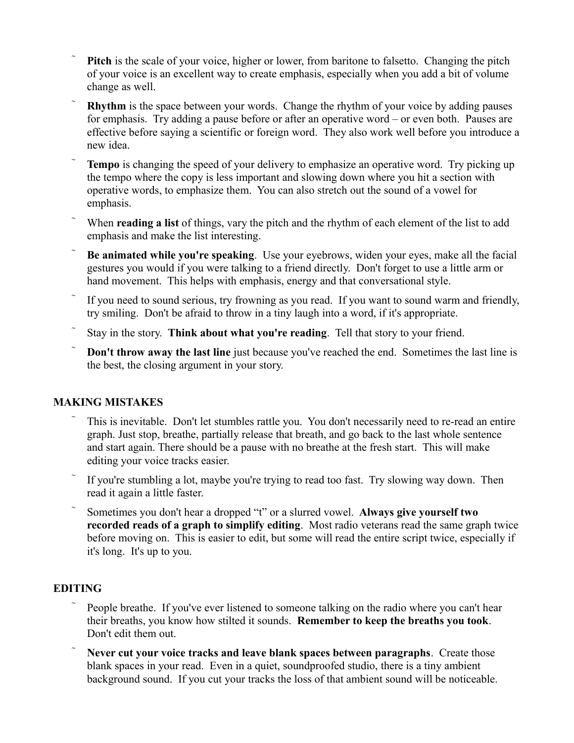- **Pitch** is the scale of your voice, higher or lower, from baritone to falsetto. Changing the pitch of your voice is an excellent way to create emphasis, especially when you add a bit of volume change as well.
- **Rhythm** is the space between your words. Change the rhythm of your voice by adding pauses for emphasis. Try adding a pause before or after an operative word – or even both. Pauses are effective before saying a scientific or foreign word. They also work well before you introduce a new idea.
- **Tempo** is changing the speed of your delivery to emphasize an operative word. Try picking up the tempo where the copy is less important and slowing down where you hit a section with operative words, to emphasize them. You can also stretch out the sound of a vowel for emphasis.
- When **reading a list** of things, vary the pitch and the rhythm of each element of the list to add emphasis and make the list interesting.
- **Be animated while you're speaking**. Use your eyebrows, widen your eyes, make all the facial gestures you would if you were talking to a friend directly. Don't forget to use a little arm or hand movement. This helps with emphasis, energy and that conversational style.
- If you need to sound serious, try frowning as you read. If you want to sound warm and friendly, try smiling. Don't be afraid to throw in a tiny laugh into a word, if it's appropriate.
- Stay in the story. **Think about what you're reading**. Tell that story to your friend.
- **Don't throw away the last line** just because you've reached the end. Sometimes the last line is the best, the closing argument in your story.

## MAKING MISTAKES

- This is inevitable. Don't let stumbles rattle you. You don't necessarily need to re-read an entire graph. Just stop, breathe, partially release that breath, and go back to the last whole sentence and start again. There should be a pause with no breathe at the fresh start. This will make editing your voice tracks easier.
- If you're stumbling a lot, maybe you're trying to read too fast. Try slowing way down. Then read it again a little faster.
- Sometimes you don't hear a dropped "t" or a slurred vowel. **Always give yourself two recorded reads of a graph to simplify editing**. Most radio veterans read the same graph twice before moving on. This is easier to edit, but some will read the entire script twice, especially if it's long. It's up to you.

## EDITING

- People breathe. If you've ever listened to someone talking on the radio where you can't hear their breaths, you know how stilted it sounds. **Remember to keep the breaths you took**. Don't edit them out.
- **Never cut your voice tracks and leave blank spaces between paragraphs**. Create those blank spaces in your read. Even in a quiet, soundproofed studio, there is a tiny ambient background sound. If you cut your tracks the loss of that ambient sound will be noticeable.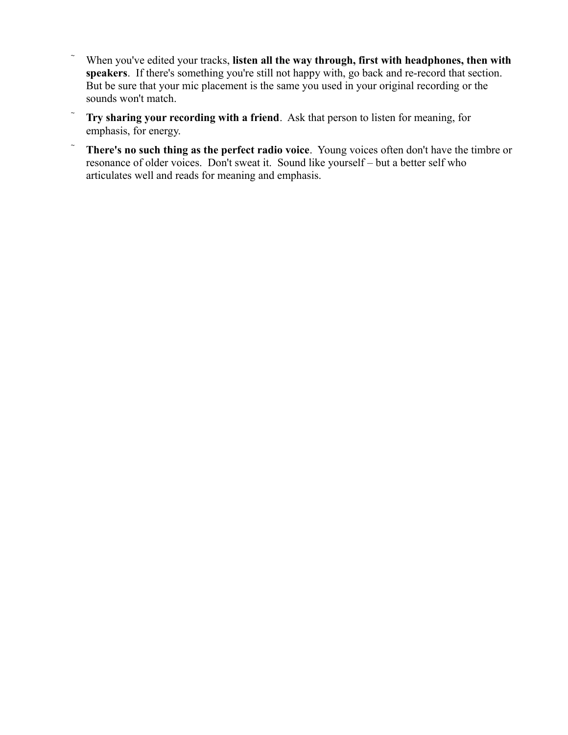- When you've edited your tracks, **listen all the way through, first with headphones, then with speakers**. If there's something you're still not happy with, go back and re-record that section. But be sure that your mic placement is the same you used in your original recording or the sounds won't match.
- **Try sharing your recording with a friend**. Ask that person to listen for meaning, for emphasis, for energy.
- **There's no such thing as the perfect radio voice**. Young voices often don't have the timbre or resonance of older voices. Don't sweat it. Sound like yourself – but a better self who articulates well and reads for meaning and emphasis.